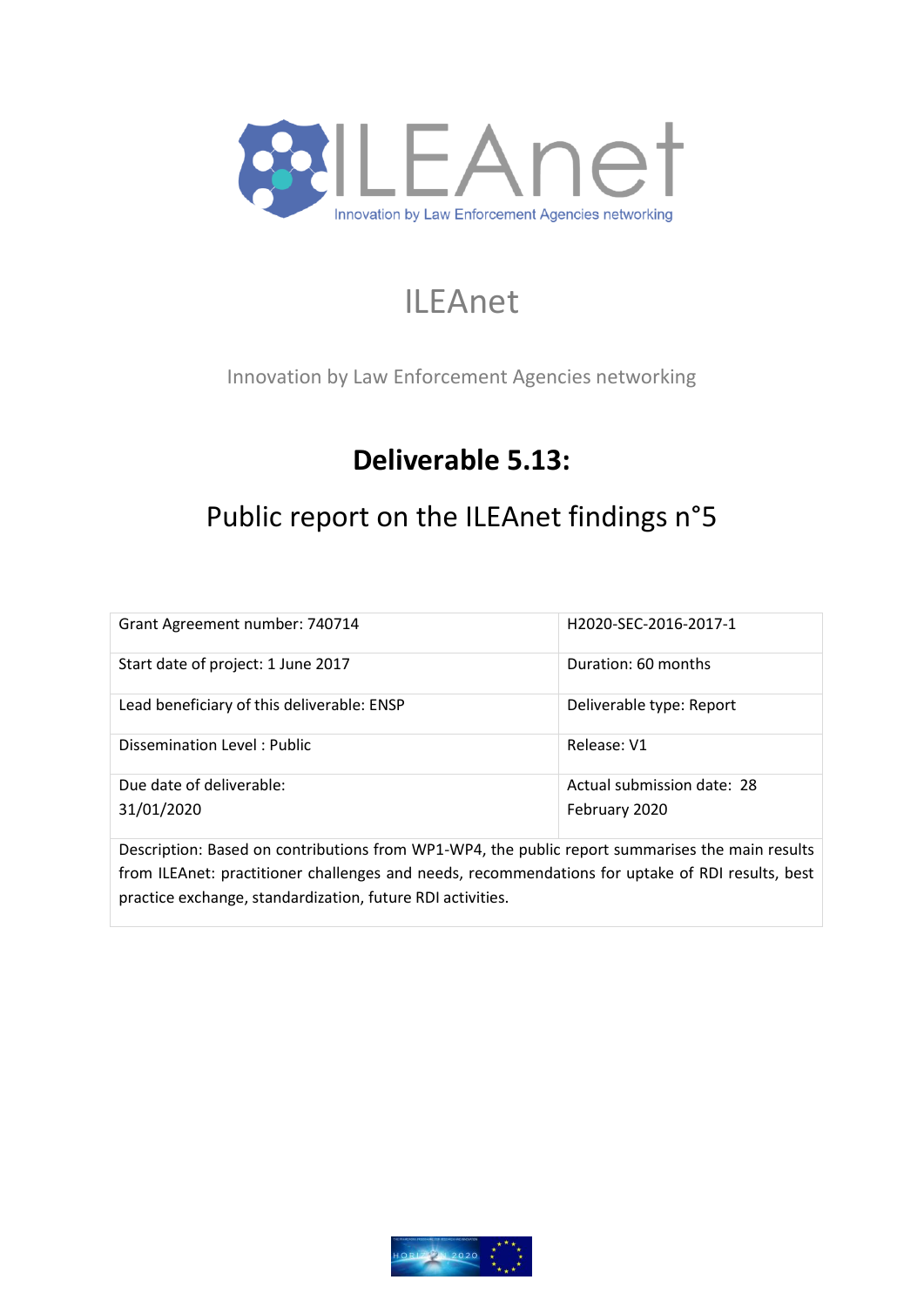ILEAnet

Innovation by Law Enforcement Agencies networking

# ILEAnet

Innovation by Law Enforcement Agencies networking

## Deliverable 5.13:

## Public report on the ILEAnet findings n°5

| Grant Agreement number: 740714 | H2020-SEC-2016-2017-1 |
|---|---|
| Start date of project: 1 June 2017 | Duration: 60 months |
| Lead beneficiary of this deliverable: ENSP | Deliverable type: Report |
| Dissemination Level : Public | Release: V1 |
| Due date of deliverable: 31/01/2020 | Actual submission date: 28 February 2020 |
| Description: Based on contributions from WP1-WP4, the public report summarises the main results from ILEAnet: practitioner challenges and needs, recommendations for uptake of RDI results, best practice exchange, standardization, future RDI activities. | |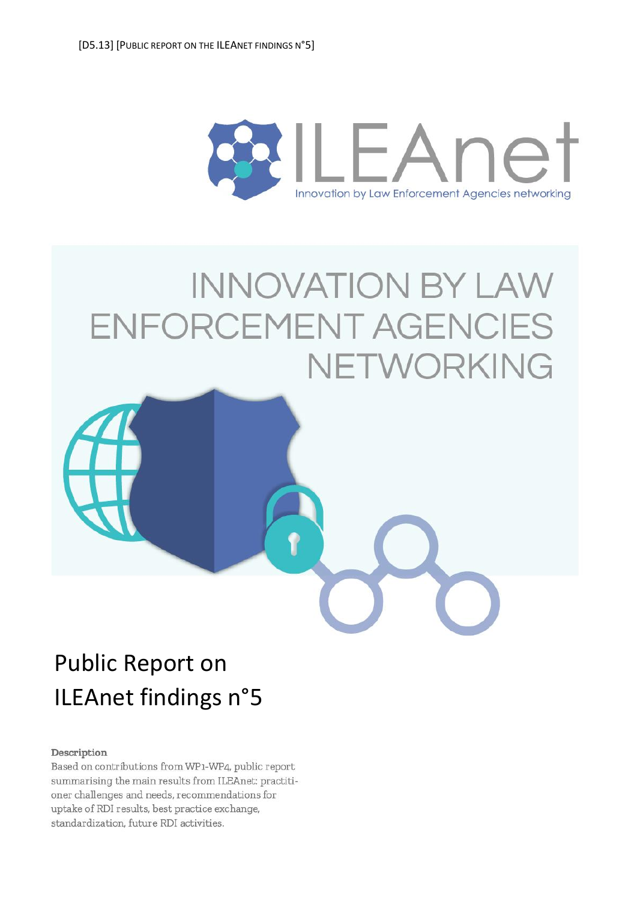# INNOVATION BY LAW ENFORCEMENT AGENCIES NETWORKING

# Public Report on ILEAnet findings n°5

**Description**

Based on contributions from WP1-WP4, public report summarising the main results from ILEAnet: practitioner challenges and needs, recommendations for uptake of RDI results, best practice exchange, standardization, future RDI activities.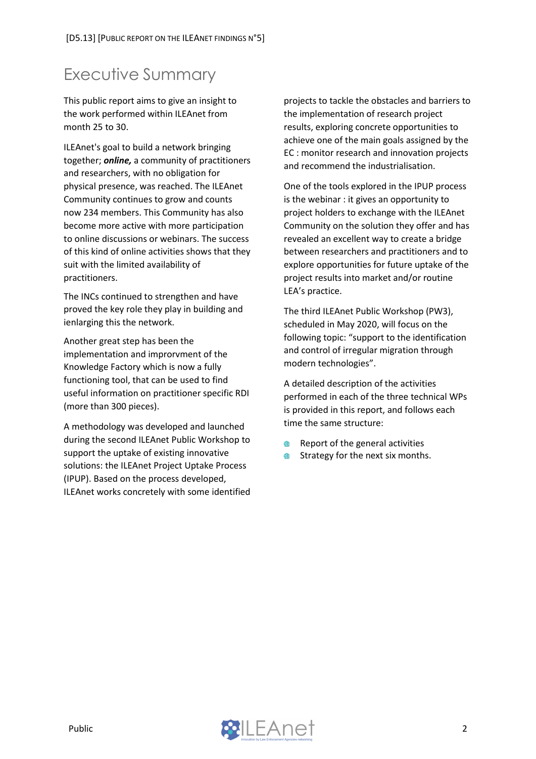# Executive Summary

This public report aims to give an insight to the work performed within ILEAnet from month 25 to 30.

ILEAnet's goal to build a network bringing together; ***online,*** a community of practitioners and researchers, with no obligation for physical presence, was reached. The ILEAnet Community continues to grow and counts now 234 members. This Community has also become more active with more participation to online discussions or webinars. The success of this kind of online activities shows that they suit with the limited availability of practitioners.

The INCs continued to strengthen and have proved the key role they play in building and ienlarging this the network.

Another great step has been the implementation and imprprincipal of the Knowledge Factory which is now a fully functioning tool, that can be used to find useful information on practitioner specific RDI (more than 300 pieces).

A methodology was developed and launched during the second ILEAnet Public Workshop to support the uptake of existing innovative solutions: the ILEAnet Project Uptake Process (IPUP). Based on the process developed, ILEAnet works concretely with some identified projects to tackle the obstacles and barriers to the implementation of research project results, exploring concrete opportunities to achieve one of the main goals assigned by the EC : monitor research and innovation projects and recommend the industrialisation.

One of the tools explored in the IPUP process is the webinar : it gives an opportunity to project holders to exchange with the ILEAnet Community on the solution they offer and has revealed an excellent way to create a bridge between researchers and practitioners and to explore opportunities for future uptake of the project results into market and/or routine LEA's practice.

The third ILEAnet Public Workshop (PW3), scheduled in May 2020, will focus on the following topic: "support to the identification and control of irregular migration through modern technologies".

A detailed description of the activities performed in each of the three technical WPs is provided in this report, and follows each time the same structure:

- Report of the general activities
- Strategy for the next six months.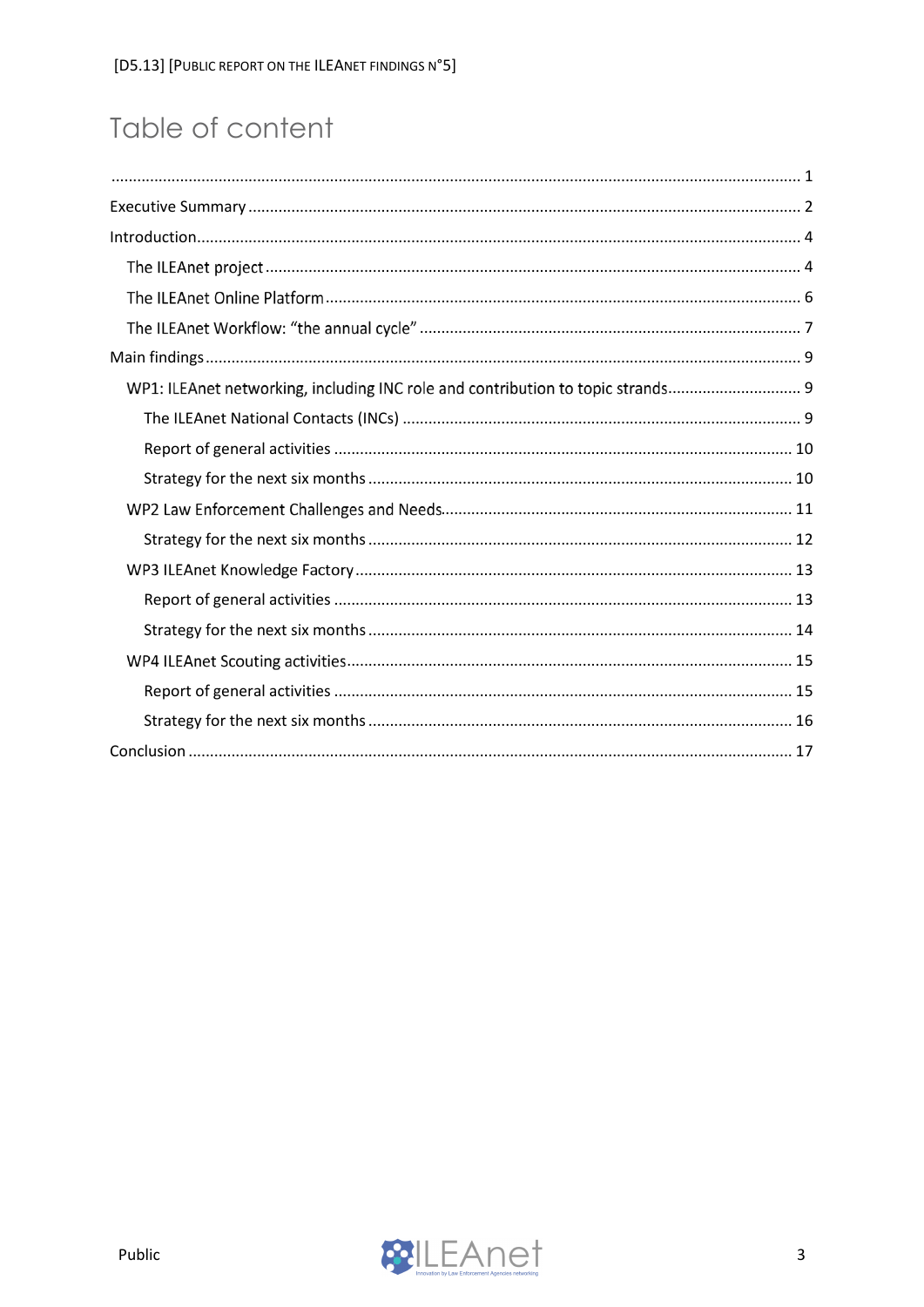# Table of content

............................................................................................................................................................ 1

Executive Summary ............................................................................................................................. 2

Introduction.......................................................................................................................................... 4

- The ILEAnet project .......................................................................................................................... 4
- The ILEAnet Online Platform ............................................................................................................ 6
- The ILEAnet Workflow: "the annual cycle" ....................................................................................... 7

Main findings ........................................................................................................................................ 9

- WP1: ILEAnet networking, including INC role and contribution to topic strands.............................. 9
  - The ILEAnet National Contacts (INCs) ........................................................................................... 9
  - Report of general activities ........................................................................................................... 10
  - Strategy for the next six months .................................................................................................. 10
- WP2 Law Enforcement Challenges and Needs................................................................................ 11
  - Strategy for the next six months .................................................................................................. 12
- WP3 ILEAnet Knowledge Factory .................................................................................................... 13
  - Report of general activities ........................................................................................................... 13
  - Strategy for the next six months .................................................................................................. 14
- WP4 ILEAnet Scouting activities ...................................................................................................... 15
  - Report of general activities ........................................................................................................... 15
  - Strategy for the next six months .................................................................................................. 16

Conclusion .......................................................................................................................................... 17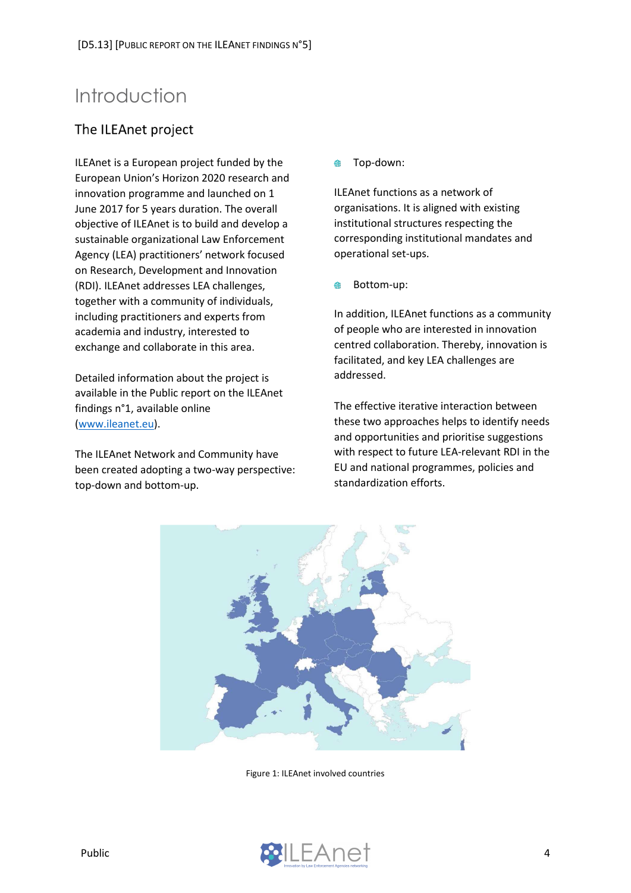# Introduction

## The ILEAnet project

ILEAnet is a European project funded by the European Union's Horizon 2020 research and innovation programme and launched on 1 June 2017 for 5 years duration. The overall objective of ILEAnet is to build and develop a sustainable organizational Law Enforcement Agency (LEA) practitioners' network focused on Research, Development and Innovation (RDI). ILEAnet addresses LEA challenges, together with a community of individuals, including practitioners and experts from academia and industry, interested to exchange and collaborate in this area.

Detailed information about the project is available in the Public report on the ILEAnet findings n°1, available online (www.ileanet.eu).

The ILEAnet Network and Community have been created adopting a two-way perspective: top-down and bottom-up.

- Top-down:

ILEAnet functions as a network of organisations. It is aligned with existing institutional structures respecting the corresponding institutional mandates and operational set-ups.

- Bottom-up:

In addition, ILEAnet functions as a community of people who are interested in innovation centred collaboration. Thereby, innovation is facilitated, and key LEA challenges are addressed.

The effective iterative interaction between these two approaches helps to identify needs and opportunities and prioritise suggestions with respect to future LEA-relevant RDI in the EU and national programmes, policies and standardization efforts.

Figure 1: ILEAnet involved countries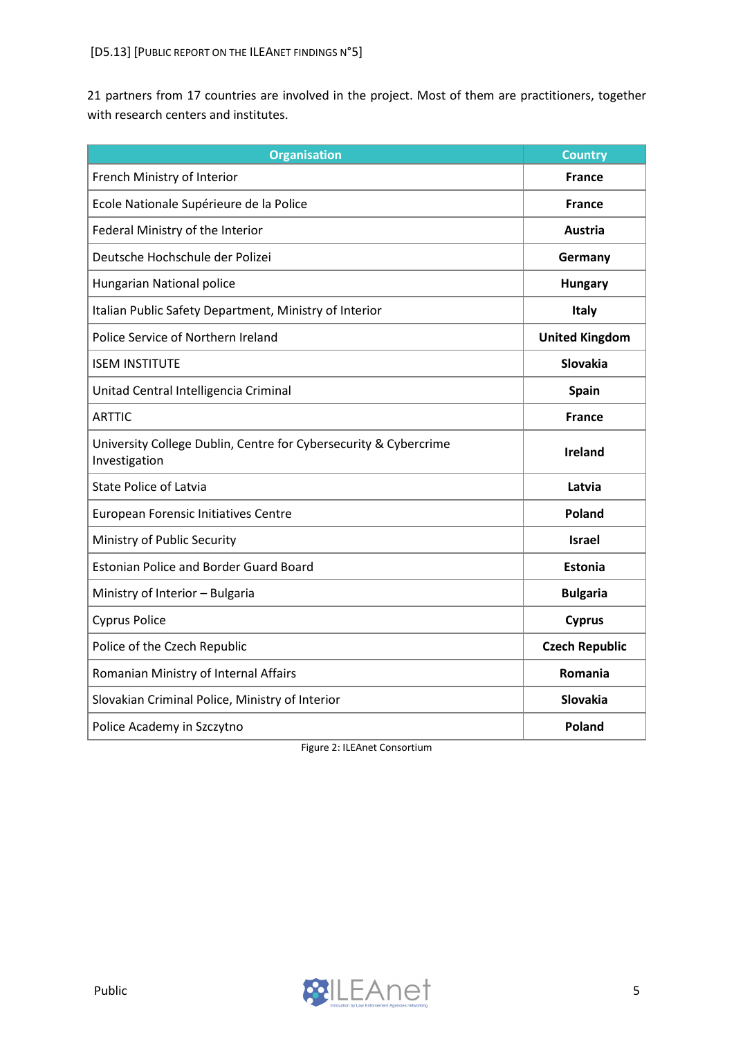21 partners from 17 countries are involved in the project. Most of them are practitioners, together with research centers and institutes.

| Organisation | Country |
| --- | --- |
| French Ministry of Interior | **France** |
| Ecole Nationale Supérieure de la Police | **France** |
| Federal Ministry of the Interior | **Austria** |
| Deutsche Hochschule der Polizei | **Germany** |
| Hungarian National police | **Hungary** |
| Italian Public Safety Department, Ministry of Interior | **Italy** |
| Police Service of Northern Ireland | **United Kingdom** |
| ISEM INSTITUTE | **Slovakia** |
| Unitad Central Intelligencia Criminal | **Spain** |
| ARTTIC | **France** |
| University College Dublin, Centre for Cybersecurity & Cybercrime Investigation | **Ireland** |
| State Police of Latvia | **Latvia** |
| European Forensic Initiatives Centre | **Poland** |
| Ministry of Public Security | **Israel** |
| Estonian Police and Border Guard Board | **Estonia** |
| Ministry of Interior – Bulgaria | **Bulgaria** |
| Cyprus Police | **Cyprus** |
| Police of the Czech Republic | **Czech Republic** |
| Romanian Ministry of Internal Affairs | **Romania** |
| Slovakian Criminal Police, Ministry of Interior | **Slovakia** |
| Police Academy in Szczytno | **Poland** |

Figure 2: ILEAnet Consortium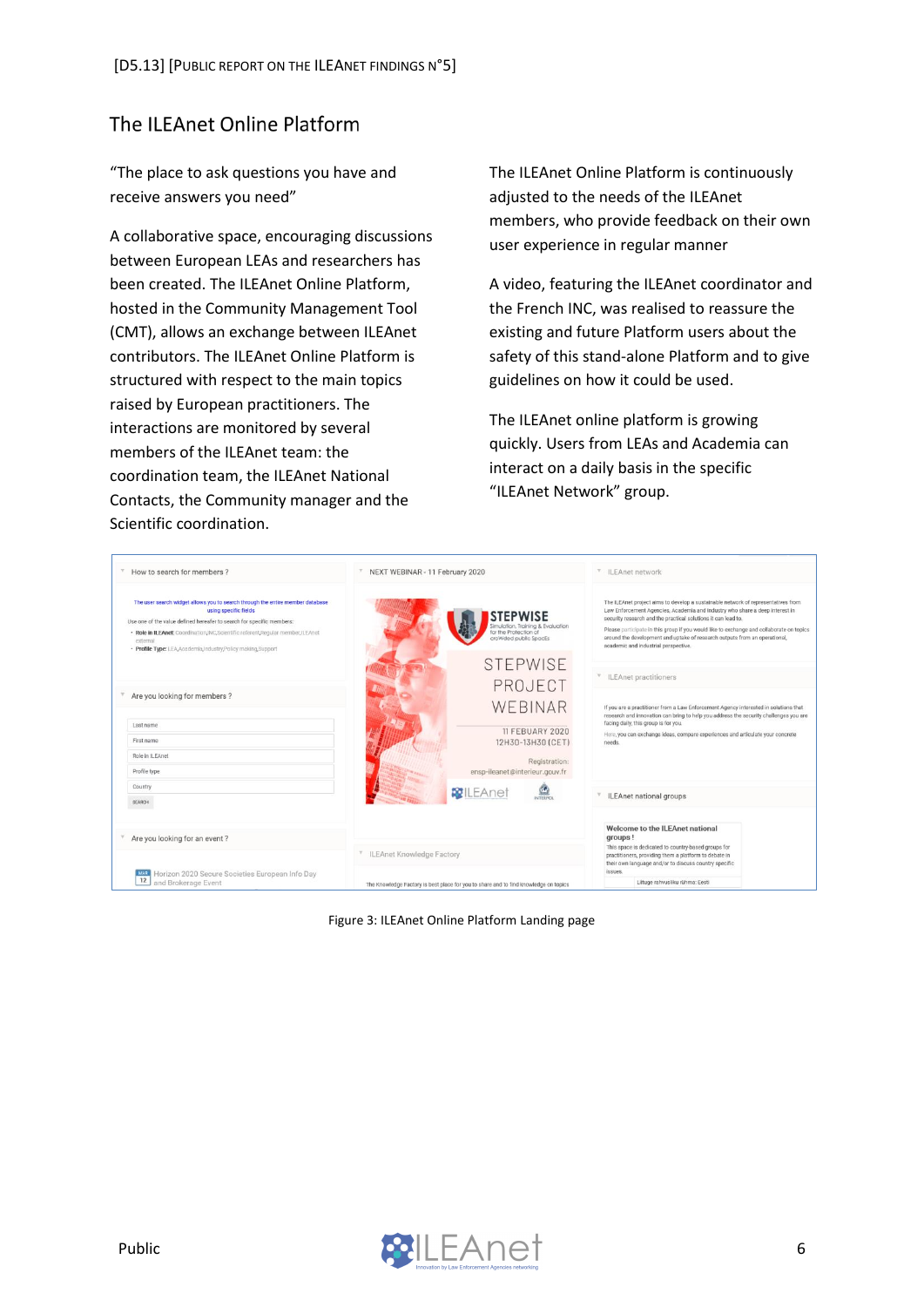## The ILEAnet Online Platform

"The place to ask questions you have and receive answers you need"

A collaborative space, encouraging discussions between European LEAs and researchers has been created. The ILEAnet Online Platform, hosted in the Community Management Tool (CMT), allows an exchange between ILEAnet contributors. The ILEAnet Online Platform is structured with respect to the main topics raised by European practitioners. The interactions are monitored by several members of the ILEAnet team: the coordination team, the ILEAnet National Contacts, the Community manager and the Scientific coordination.

The ILEAnet Online Platform is continuously adjusted to the needs of the ILEAnet members, who provide feedback on their own user experience in regular manner

A video, featuring the ILEAnet coordinator and the French INC, was realised to reassure the existing and future Platform users about the safety of this stand-alone Platform and to give guidelines on how it could be used.

The ILEAnet online platform is growing quickly. Users from LEAs and Academia can interact on a daily basis in the specific "ILEAnet Network" group.

Figure 3: ILEAnet Online Platform Landing page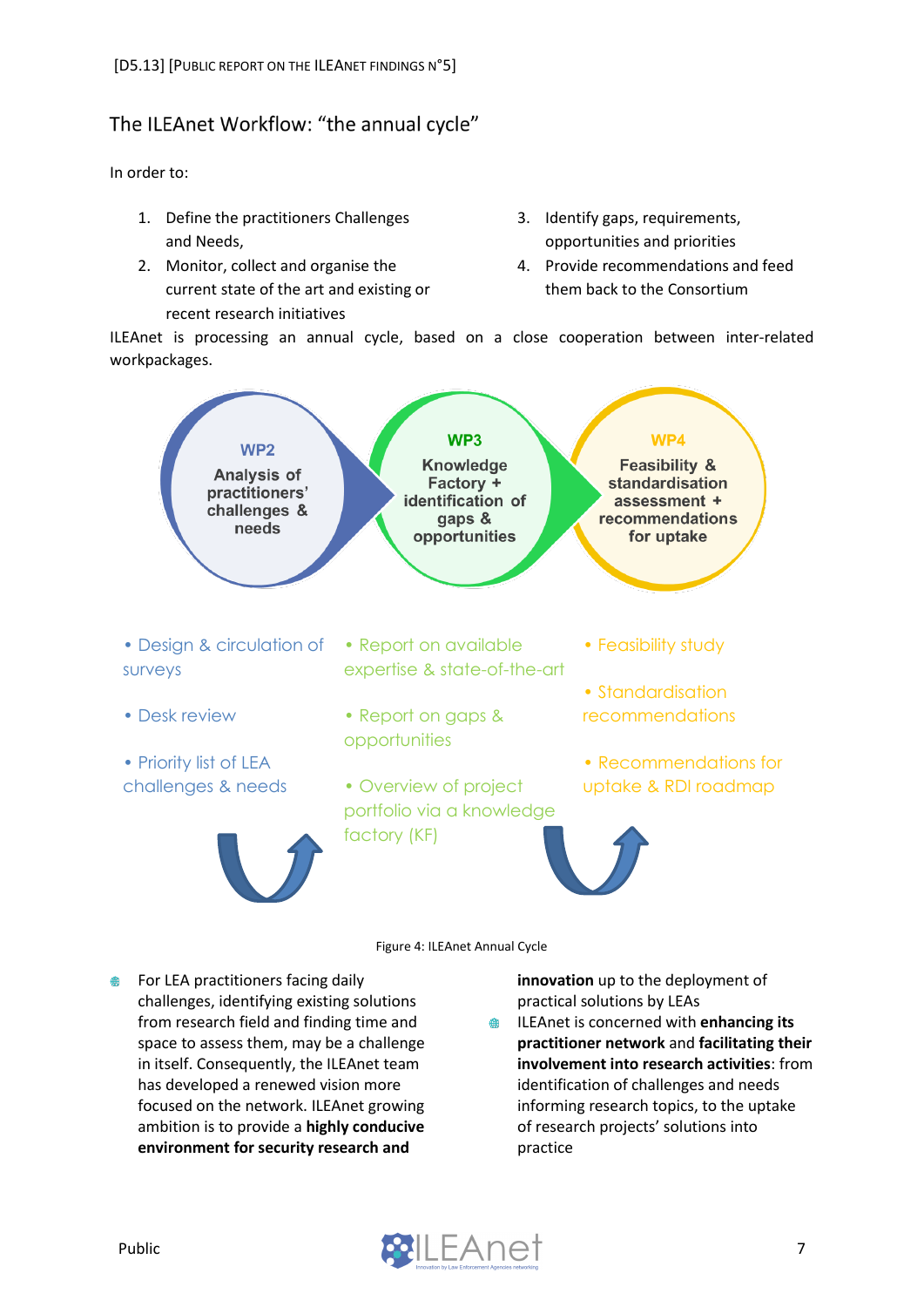## The ILEAnet Workflow: "the annual cycle"

In order to:

1. Define the practitioners Challenges and Needs,
2. Monitor, collect and organise the current state of the art and existing or recent research initiatives
3. Identify gaps, requirements, opportunities and priorities
4. Provide recommendations and feed them back to the Consortium

ILEAnet is processing an annual cycle, based on a close cooperation between inter-related workpackages.

**WP2**
Analysis of practitioners' challenges & needs

- Design & circulation of surveys
- Desk review
- Priority list of LEA challenges & needs

**WP3**
Knowledge Factory + identification of gaps & opportunities

- Report on available expertise & state-of-the-art
- Report on gaps & opportunities
- Overview of project portfolio via a knowledge factory (KF)

**WP4**
Feasibility & standardisation assessment + recommendations for uptake

- Feasibility study
- Standardisation recommendations
- Recommendations for uptake & RDI roadmap

Figure 4: ILEAnet Annual Cycle

- For LEA practitioners facing daily challenges, identifying existing solutions from research field and finding time and space to assess them, may be a challenge in itself. Consequently, the ILEAnet team has developed a renewed vision more focused on the network. ILEAnet growing ambition is to provide a **highly conducive environment for security research and innovation** up to the deployment of practical solutions by LEAs
- ILEAnet is concerned with **enhancing its practitioner network** and **facilitating their involvement into research activities**: from identification of challenges and needs informing research topics, to the uptake of research projects' solutions into practice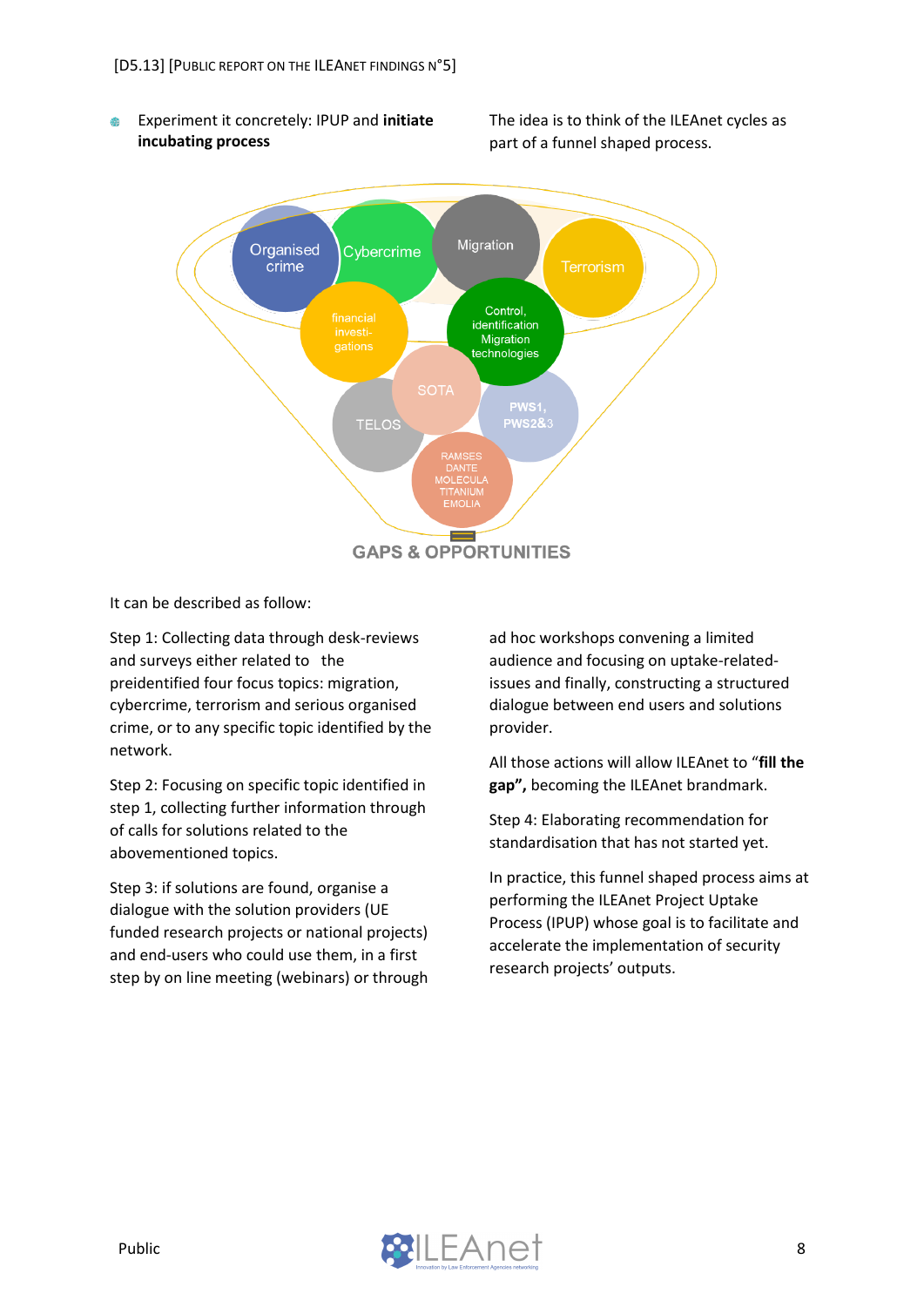- Experiment it concretely: IPUP and **initiate incubating process**

The idea is to think of the ILEAnet cycles as part of a funnel shaped process.

It can be described as follow:

Step 1: Collecting data through desk-reviews and surveys either related to the preidentified four focus topics: migration, cybercrime, terrorism and serious organised crime, or to any specific topic identified by the network.

Step 2: Focusing on specific topic identified in step 1, collecting further information through of calls for solutions related to the abovementioned topics.

Step 3: if solutions are found, organise a dialogue with the solution providers (UE funded research projects or national projects) and end-users who could use them, in a first step by on line meeting (webinars) or through ad hoc workshops convening a limited audience and focusing on uptake-related-issues and finally, constructing a structured dialogue between end users and solutions provider.

All those actions will allow ILEAnet to "**fill the gap",** becoming the ILEAnet brandmark.

Step 4: Elaborating recommendation for standardisation that has not started yet.

In practice, this funnel shaped process aims at performing the ILEAnet Project Uptake Process (IPUP) whose goal is to facilitate and accelerate the implementation of security research projects' outputs.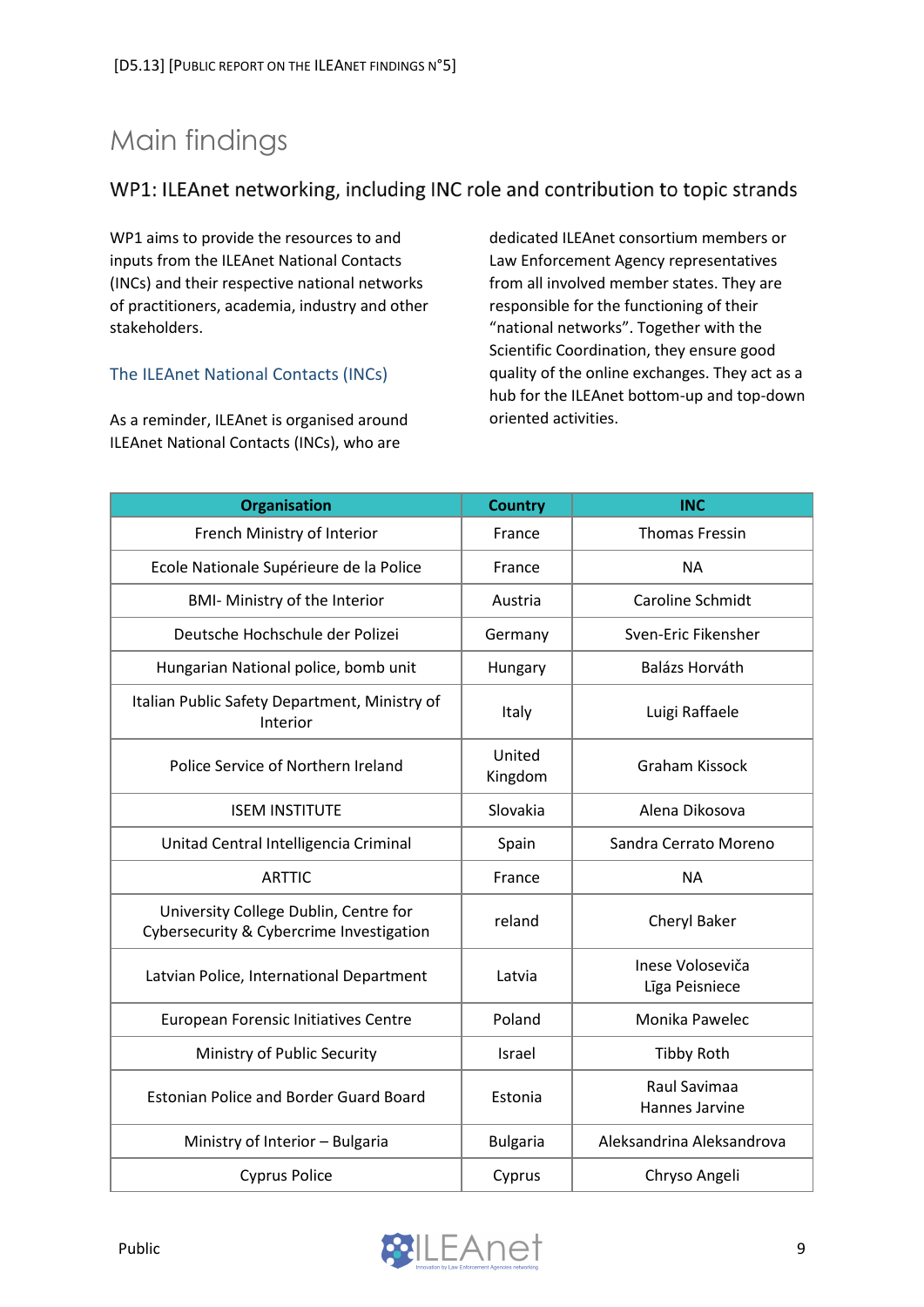# Main findings

## WP1: ILEAnet networking, including INC role and contribution to topic strands

WP1 aims to provide the resources to and inputs from the ILEAnet National Contacts (INCs) and their respective national networks of practitioners, academia, industry and other stakeholders.

### The ILEAnet National Contacts (INCs)

As a reminder, ILEAnet is organised around ILEAnet National Contacts (INCs), who are dedicated ILEAnet consortium members or Law Enforcement Agency representatives from all involved member states. They are responsible for the functioning of their "national networks". Together with the Scientific Coordination, they ensure good quality of the online exchanges. They act as a hub for the ILEAnet bottom-up and top-down oriented activities.

| Organisation | Country | INC |
|---|---|---|
| French Ministry of Interior | France | Thomas Fressin |
| Ecole Nationale Supérieure de la Police | France | NA |
| BMI- Ministry of the Interior | Austria | Caroline Schmidt |
| Deutsche Hochschule der Polizei | Germany | Sven-Eric Fikensher |
| Hungarian National police, bomb unit | Hungary | Balázs Horváth |
| Italian Public Safety Department, Ministry of Interior | Italy | Luigi Raffaele |
| Police Service of Northern Ireland | United Kingdom | Graham Kissock |
| ISEM INSTITUTE | Slovakia | Alena Dikosova |
| Unitad Central Intelligencia Criminal | Spain | Sandra Cerrato Moreno |
| ARTTIC | France | NA |
| University College Dublin, Centre for Cybersecurity & Cybercrime Investigation | reland | Cheryl Baker |
| Latvian Police, International Department | Latvia | Inese Voloseviča<br>Līga Peisniece |
| European Forensic Initiatives Centre | Poland | Monika Pawelec |
| Ministry of Public Security | Israel | Tibby Roth |
| Estonian Police and Border Guard Board | Estonia | Raul Savimaa<br>Hannes Jarvine |
| Ministry of Interior – Bulgaria | Bulgaria | Aleksandrina Aleksandrova |
| Cyprus Police | Cyprus | Chryso Angeli |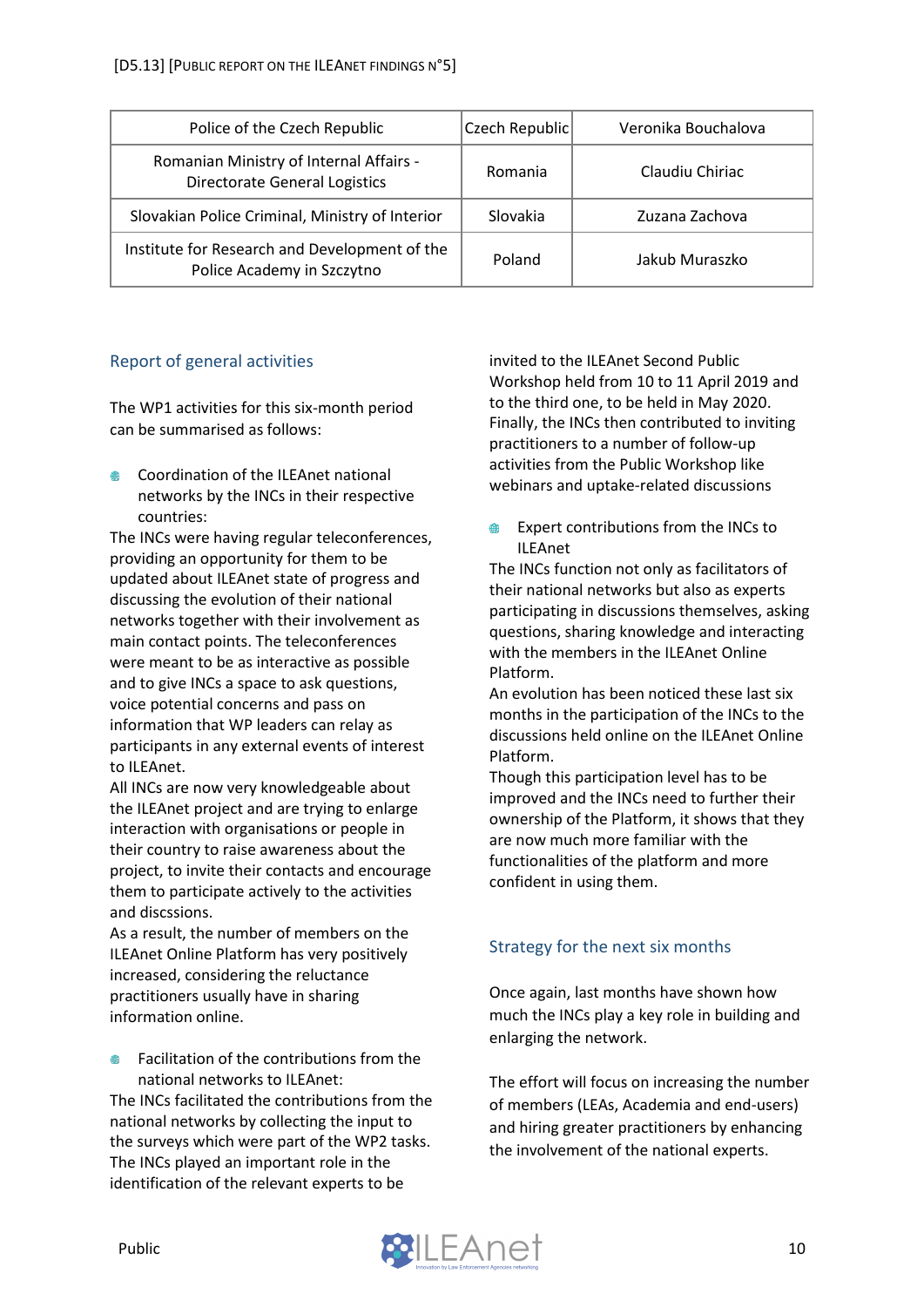| Police of the Czech Republic | Czech Republic | Veronika Bouchalova |
|---|---|---|
| Romanian Ministry of Internal Affairs - Directorate General Logistics | Romania | Claudiu Chiriac |
| Slovakian Police Criminal, Ministry of Interior | Slovakia | Zuzana Zachova |
| Institute for Research and Development of the Police Academy in Szczytno | Poland | Jakub Muraszko |

## Report of general activities

The WP1 activities for this six-month period can be summarised as follows:

- Coordination of the ILEAnet national networks by the INCs in their respective countries:

The INCs were having regular teleconferences, providing an opportunity for them to be updated about ILEAnet state of progress and discussing the evolution of their national networks together with their involvement as main contact points. The teleconferences were meant to be as interactive as possible and to give INCs a space to ask questions, voice potential concerns and pass on information that WP leaders can relay as participants in any external events of interest to ILEAnet.

All INCs are now very knowledgeable about the ILEAnet project and are trying to enlarge interaction with organisations or people in their country to raise awareness about the project, to invite their contacts and encourage them to participate actively to the activities and discssions.

As a result, the number of members on the ILEAnet Online Platform has very positively increased, considering the reluctance practitioners usually have in sharing information online.

- Facilitation of the contributions from the national networks to ILEAnet:

The INCs facilitated the contributions from the national networks by collecting the input to the surveys which were part of the WP2 tasks. The INCs played an important role in the identification of the relevant experts to be invited to the ILEAnet Second Public Workshop held from 10 to 11 April 2019 and to the third one, to be held in May 2020. Finally, the INCs then contributed to inviting practitioners to a number of follow-up activities from the Public Workshop like webinars and uptake-related discussions

- Expert contributions from the INCs to ILEAnet

The INCs function not only as facilitators of their national networks but also as experts participating in discussions themselves, asking questions, sharing knowledge and interacting with the members in the ILEAnet Online Platform.

An evolution has been noticed these last six months in the participation of the INCs to the discussions held online on the ILEAnet Online Platform.

Though this participation level has to be improved and the INCs need to further their ownership of the Platform, it shows that they are now much more familiar with the functionalities of the platform and more confident in using them.

## Strategy for the next six months

Once again, last months have shown how much the INCs play a key role in building and enlarging the network.

The effort will focus on increasing the number of members (LEAs, Academia and end-users) and hiring greater practitioners by enhancing the involvement of the national experts.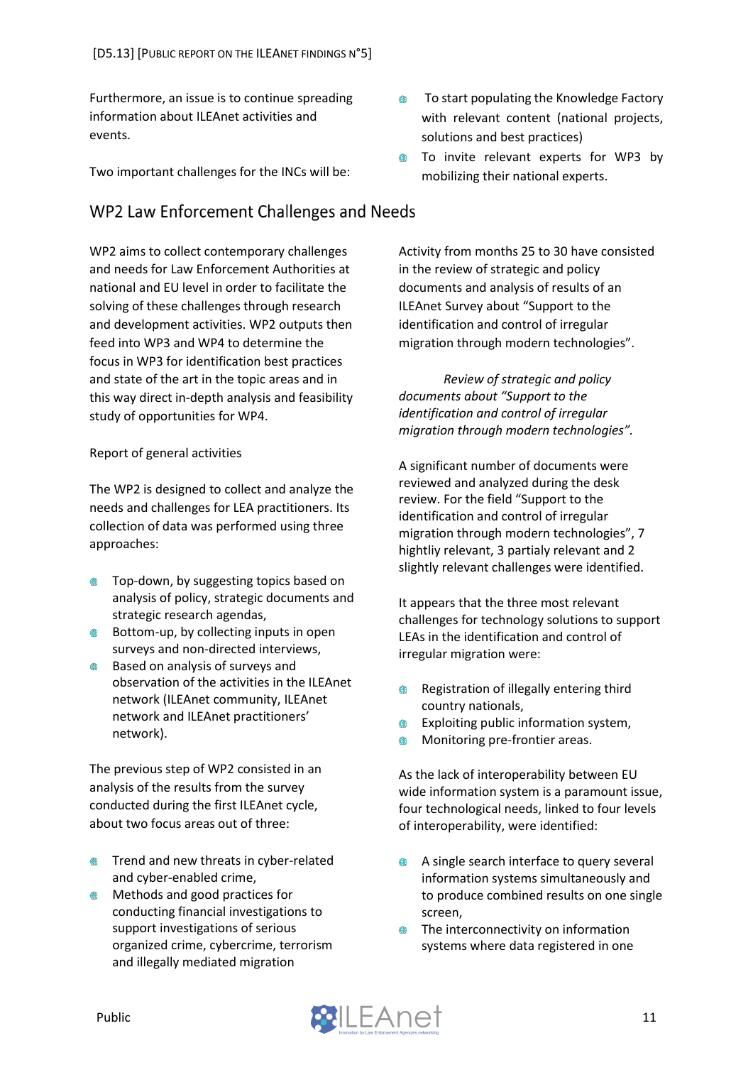Furthermore, an issue is to continue spreading information about ILEAnet activities and events.

Two important challenges for the INCs will be:

- To start populating the Knowledge Factory with relevant content (national projects, solutions and best practices)
- To invite relevant experts for WP3 by mobilizing their national experts.

## WP2 Law Enforcement Challenges and Needs

WP2 aims to collect contemporary challenges and needs for Law Enforcement Authorities at national and EU level in order to facilitate the solving of these challenges through research and development activities. WP2 outputs then feed into WP3 and WP4 to determine the focus in WP3 for identification best practices and state of the art in the topic areas and in this way direct in-depth analysis and feasibility study of opportunities for WP4.

Report of general activities

The WP2 is designed to collect and analyze the needs and challenges for LEA practitioners. Its collection of data was performed using three approaches:

- Top-down, by suggesting topics based on analysis of policy, strategic documents and strategic research agendas,
- Bottom-up, by collecting inputs in open surveys and non-directed interviews,
- Based on analysis of surveys and observation of the activities in the ILEAnet network (ILEAnet community, ILEAnet network and ILEAnet practitioners' network).

The previous step of WP2 consisted in an analysis of the results from the survey conducted during the first ILEAnet cycle, about two focus areas out of three:

- Trend and new threats in cyber-related and cyber-enabled crime,
- Methods and good practices for conducting financial investigations to support investigations of serious organized crime, cybercrime, terrorism and illegally mediated migration

Activity from months 25 to 30 have consisted in the review of strategic and policy documents and analysis of results of an ILEAnet Survey about "Support to the identification and control of irregular migration through modern technologies".

*Review of strategic and policy documents about "Support to the identification and control of irregular migration through modern technologies".*

A significant number of documents were reviewed and analyzed during the desk review. For the field "Support to the identification and control of irregular migration through modern technologies", 7 hightliy relevant, 3 partialy relevant and 2 slightly relevant challenges were identified.

It appears that the three most relevant challenges for technology solutions to support LEAs in the identification and control of irregular migration were:

- Registration of illegally entering third country nationals,
- Exploiting public information system,
- Monitoring pre-frontier areas.

As the lack of interoperability between EU wide information system is a paramount issue, four technological needs, linked to four levels of interoperability, were identified:

- A single search interface to query several information systems simultaneously and to produce combined results on one single screen,
- The interconnectivity on information systems where data registered in one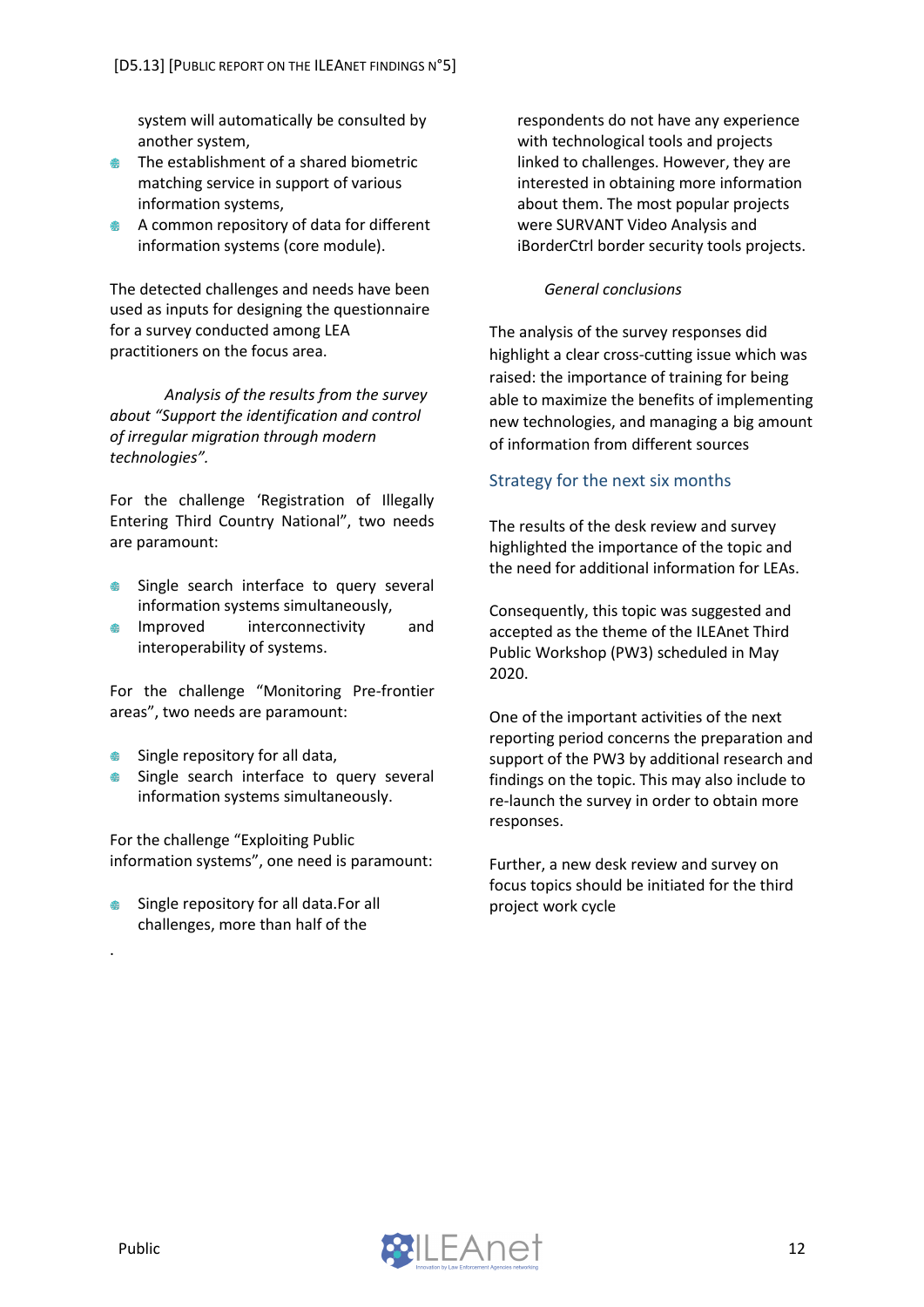system will automatically be consulted by another system,

- The establishment of a shared biometric matching service in support of various information systems,
- A common repository of data for different information systems (core module).

The detected challenges and needs have been used as inputs for designing the questionnaire for a survey conducted among LEA practitioners on the focus area.

*Analysis of the results from the survey about "Support the identification and control of irregular migration through modern technologies".*

For the challenge 'Registration of Illegally Entering Third Country National", two needs are paramount:

- Single search interface to query several information systems simultaneously,
- Improved interconnectivity and interoperability of systems.

For the challenge "Monitoring Pre-frontier areas", two needs are paramount:

- Single repository for all data,
- Single search interface to query several information systems simultaneously.

For the challenge "Exploiting Public information systems", one need is paramount:

- Single repository for all data.For all challenges, more than half of the respondents do not have any experience with technological tools and projects linked to challenges. However, they are interested in obtaining more information about them. The most popular projects were SURVANT Video Analysis and iBorderCtrl border security tools projects.

*General conclusions*

The analysis of the survey responses did highlight a clear cross-cutting issue which was raised: the importance of training for being able to maximize the benefits of implementing new technologies, and managing a big amount of information from different sources

## Strategy for the next six months

The results of the desk review and survey highlighted the importance of the topic and the need for additional information for LEAs.

Consequently, this topic was suggested and accepted as the theme of the ILEAnet Third Public Workshop (PW3) scheduled in May 2020.

One of the important activities of the next reporting period concerns the preparation and support of the PW3 by additional research and findings on the topic. This may also include to re-launch the survey in order to obtain more responses.

Further, a new desk review and survey on focus topics should be initiated for the third project work cycle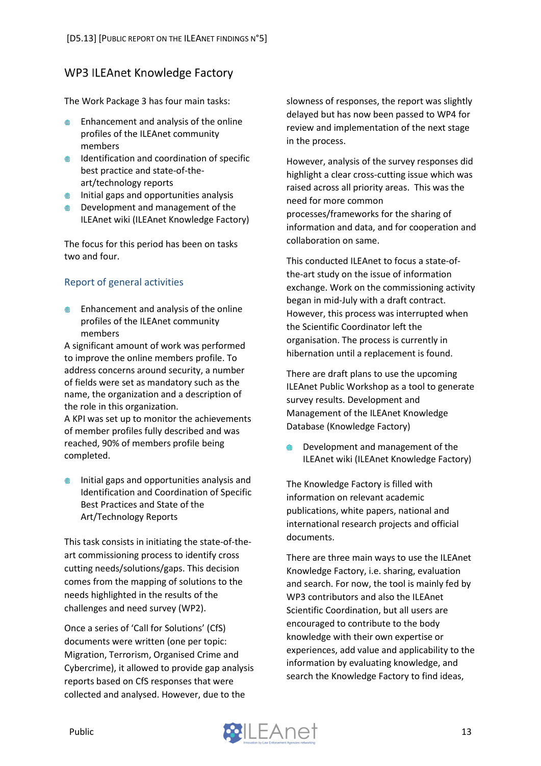## WP3 ILEAnet Knowledge Factory

The Work Package 3 has four main tasks:

- Enhancement and analysis of the online profiles of the ILEAnet community members
- Identification and coordination of specific best practice and state-of-the-art/technology reports
- Initial gaps and opportunities analysis
- Development and management of the ILEAnet wiki (ILEAnet Knowledge Factory)

The focus for this period has been on tasks two and four.

### Report of general activities

- Enhancement and analysis of the online profiles of the ILEAnet community members

A significant amount of work was performed to improve the online members profile. To address concerns around security, a number of fields were set as mandatory such as the name, the organization and a description of the role in this organization.

A KPI was set up to monitor the achievements of member profiles fully described and was reached, 90% of members profile being completed.

- Initial gaps and opportunities analysis and Identification and Coordination of Specific Best Practices and State of the Art/Technology Reports

This task consists in initiating the state-of-the-art commissioning process to identify cross cutting needs/solutions/gaps. This decision comes from the mapping of solutions to the needs highlighted in the results of the challenges and need survey (WP2).

Once a series of 'Call for Solutions' (CfS) documents were written (one per topic: Migration, Terrorism, Organised Crime and Cybercrime), it allowed to provide gap analysis reports based on CfS responses that were collected and analysed. However, due to the slowness of responses, the report was slightly delayed but has now been passed to WP4 for review and implementation of the next stage in the process.

However, analysis of the survey responses did highlight a clear cross-cutting issue which was raised across all priority areas. This was the need for more common processes/frameworks for the sharing of information and data, and for cooperation and collaboration on same.

This conducted ILEAnet to focus a state-of-the-art study on the issue of information exchange. Work on the commissioning activity began in mid-July with a draft contract. However, this process was interrupted when the Scientific Coordinator left the organisation. The process is currently in hibernation until a replacement is found.

There are draft plans to use the upcoming ILEAnet Public Workshop as a tool to generate survey results. Development and Management of the ILEAnet Knowledge Database (Knowledge Factory)

- Development and management of the ILEAnet wiki (ILEAnet Knowledge Factory)

The Knowledge Factory is filled with information on relevant academic publications, white papers, national and international research projects and official documents.

There are three main ways to use the ILEAnet Knowledge Factory, i.e. sharing, evaluation and search. For now, the tool is mainly fed by WP3 contributors and also the ILEAnet Scientific Coordination, but all users are encouraged to contribute to the body knowledge with their own expertise or experiences, add value and applicability to the information by evaluating knowledge, and search the Knowledge Factory to find ideas,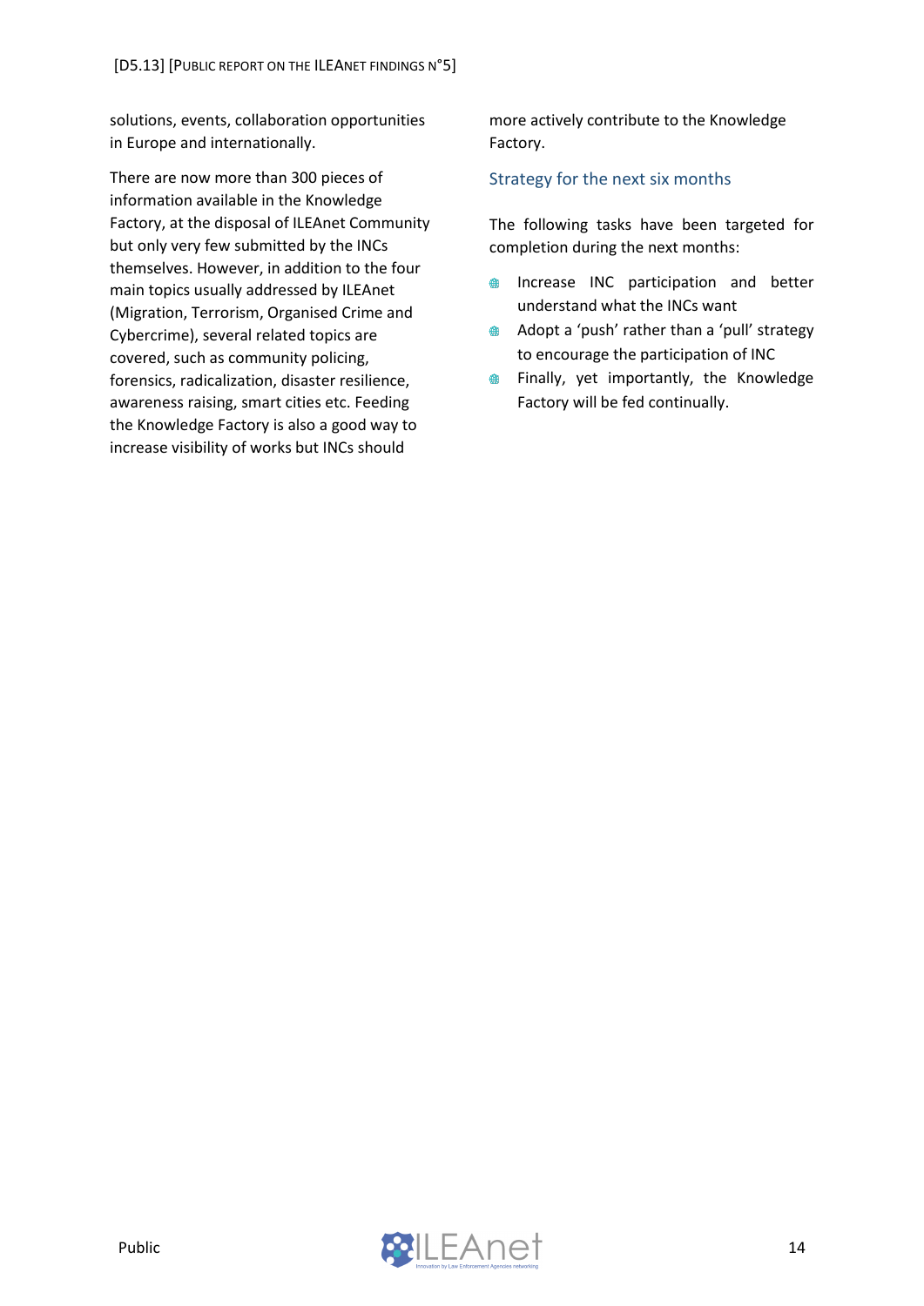solutions, events, collaboration opportunities in Europe and internationally.

There are now more than 300 pieces of information available in the Knowledge Factory, at the disposal of ILEAnet Community but only very few submitted by the INCs themselves. However, in addition to the four main topics usually addressed by ILEAnet (Migration, Terrorism, Organised Crime and Cybercrime), several related topics are covered, such as community policing, forensics, radicalization, disaster resilience, awareness raising, smart cities etc. Feeding the Knowledge Factory is also a good way to increase visibility of works but INCs should more actively contribute to the Knowledge Factory.

### Strategy for the next six months

The following tasks have been targeted for completion during the next months:

- Increase INC participation and better understand what the INCs want
- Adopt a 'push' rather than a 'pull' strategy to encourage the participation of INC
- Finally, yet importantly, the Knowledge Factory will be fed continually.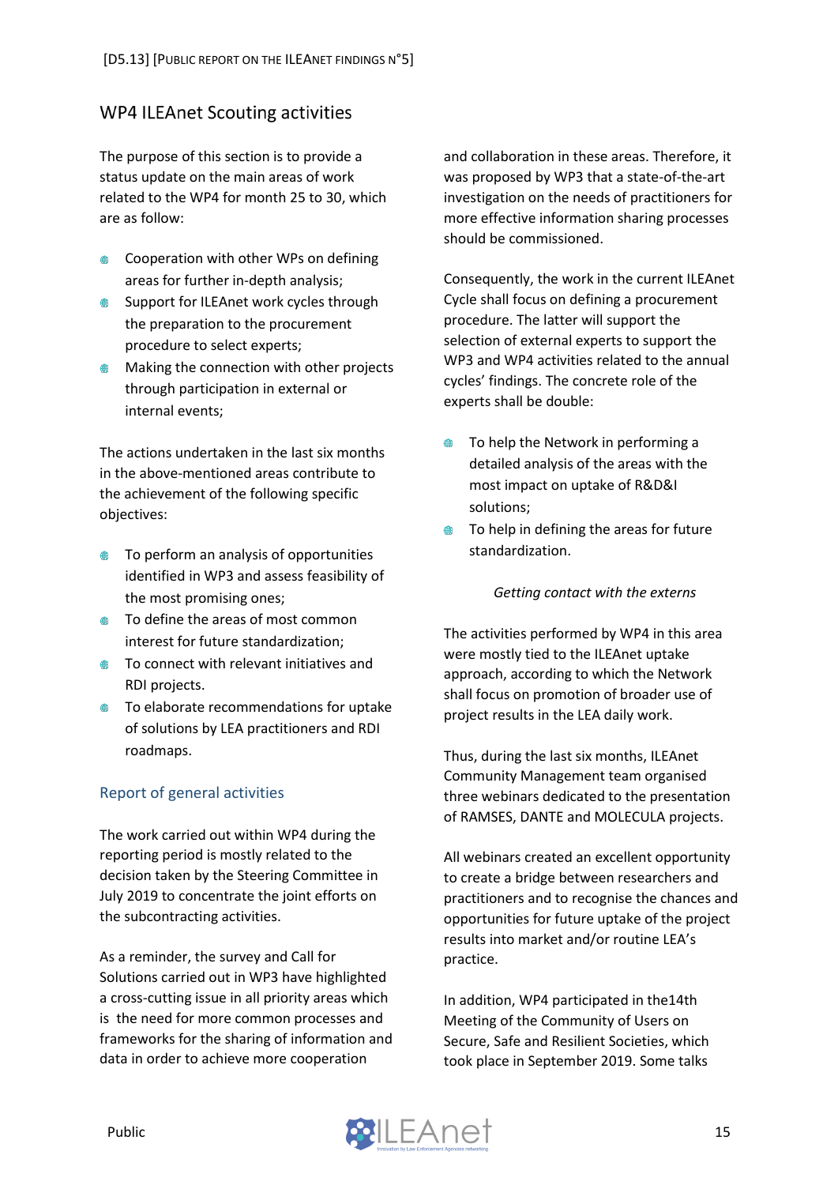## WP4 ILEAnet Scouting activities

The purpose of this section is to provide a status update on the main areas of work related to the WP4 for month 25 to 30, which are as follow:

- Cooperation with other WPs on defining areas for further in-depth analysis;
- Support for ILEAnet work cycles through the preparation to the procurement procedure to select experts;
- Making the connection with other projects through participation in external or internal events;

The actions undertaken in the last six months in the above-mentioned areas contribute to the achievement of the following specific objectives:

- To perform an analysis of opportunities identified in WP3 and assess feasibility of the most promising ones;
- To define the areas of most common interest for future standardization;
- To connect with relevant initiatives and RDI projects.
- To elaborate recommendations for uptake of solutions by LEA practitioners and RDI roadmaps.

### Report of general activities

The work carried out within WP4 during the reporting period is mostly related to the decision taken by the Steering Committee in July 2019 to concentrate the joint efforts on the subcontracting activities.

As a reminder, the survey and Call for Solutions carried out in WP3 have highlighted a cross-cutting issue in all priority areas which is the need for more common processes and frameworks for the sharing of information and data in order to achieve more cooperation and collaboration in these areas. Therefore, it was proposed by WP3 that a state-of-the-art investigation on the needs of practitioners for more effective information sharing processes should be commissioned.

Consequently, the work in the current ILEAnet Cycle shall focus on defining a procurement procedure. The latter will support the selection of external experts to support the WP3 and WP4 activities related to the annual cycles' findings. The concrete role of the experts shall be double:

- To help the Network in performing a detailed analysis of the areas with the most impact on uptake of R&D&I solutions;
- To help in defining the areas for future standardization.

*Getting contact with the externs*

The activities performed by WP4 in this area were mostly tied to the ILEAnet uptake approach, according to which the Network shall focus on promotion of broader use of project results in the LEA daily work.

Thus, during the last six months, ILEAnet Community Management team organised three webinars dedicated to the presentation of RAMSES, DANTE and MOLECULA projects.

All webinars created an excellent opportunity to create a bridge between researchers and practitioners and to recognise the chances and opportunities for future uptake of the project results into market and/or routine LEA's practice.

In addition, WP4 participated in the14th Meeting of the Community of Users on Secure, Safe and Resilient Societies, which took place in September 2019. Some talks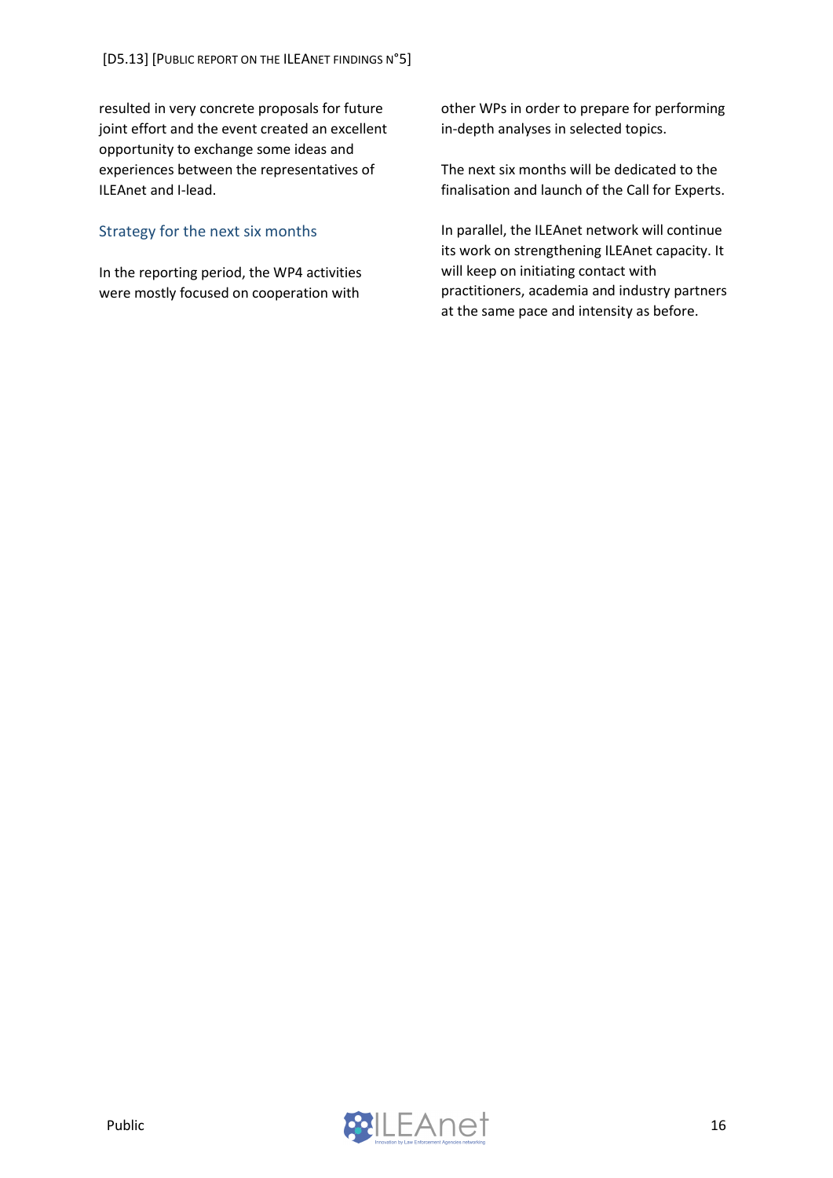resulted in very concrete proposals for future joint effort and the event created an excellent opportunity to exchange some ideas and experiences between the representatives of ILEAnet and I-lead.

### Strategy for the next six months

In the reporting period, the WP4 activities were mostly focused on cooperation with other WPs in order to prepare for performing in-depth analyses in selected topics.

The next six months will be dedicated to the finalisation and launch of the Call for Experts.

In parallel, the ILEAnet network will continue its work on strengthening ILEAnet capacity. It will keep on initiating contact with practitioners, academia and industry partners at the same pace and intensity as before.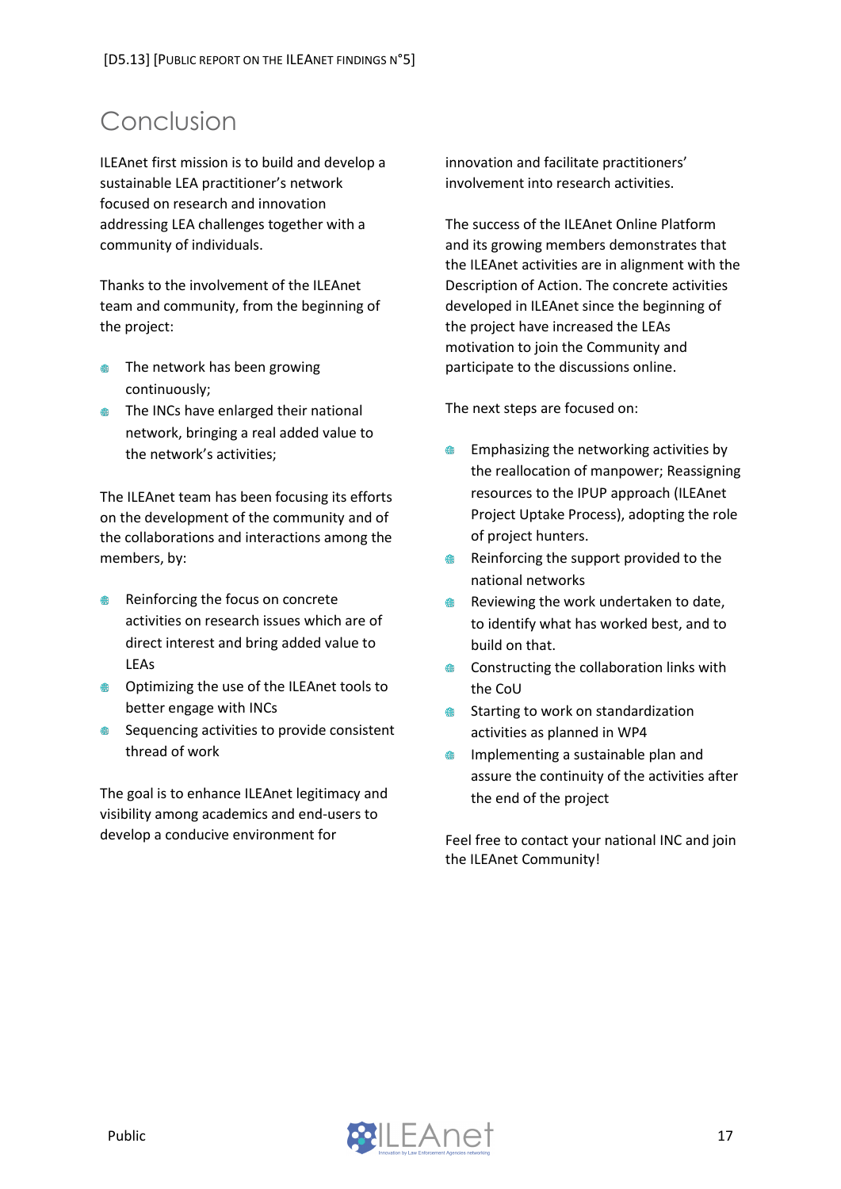# Conclusion

ILEAnet first mission is to build and develop a sustainable LEA practitioner's network focused on research and innovation addressing LEA challenges together with a community of individuals.

Thanks to the involvement of the ILEAnet team and community, from the beginning of the project:

- The network has been growing continuously;
- The INCs have enlarged their national network, bringing a real added value to the network's activities;

The ILEAnet team has been focusing its efforts on the development of the community and of the collaborations and interactions among the members, by:

- Reinforcing the focus on concrete activities on research issues which are of direct interest and bring added value to LEAs
- Optimizing the use of the ILEAnet tools to better engage with INCs
- Sequencing activities to provide consistent thread of work

The goal is to enhance ILEAnet legitimacy and visibility among academics and end-users to develop a conducive environment for innovation and facilitate practitioners' involvement into research activities.

The success of the ILEAnet Online Platform and its growing members demonstrates that the ILEAnet activities are in alignment with the Description of Action. The concrete activities developed in ILEAnet since the beginning of the project have increased the LEAs motivation to join the Community and participate to the discussions online.

The next steps are focused on:

- Emphasizing the networking activities by the reallocation of manpower; Reassigning resources to the IPUP approach (ILEAnet Project Uptake Process), adopting the role of project hunters.
- Reinforcing the support provided to the national networks
- Reviewing the work undertaken to date, to identify what has worked best, and to build on that.
- Constructing the collaboration links with the CoU
- Starting to work on standardization activities as planned in WP4
- Implementing a sustainable plan and assure the continuity of the activities after the end of the project

Feel free to contact your national INC and join the ILEAnet Community!